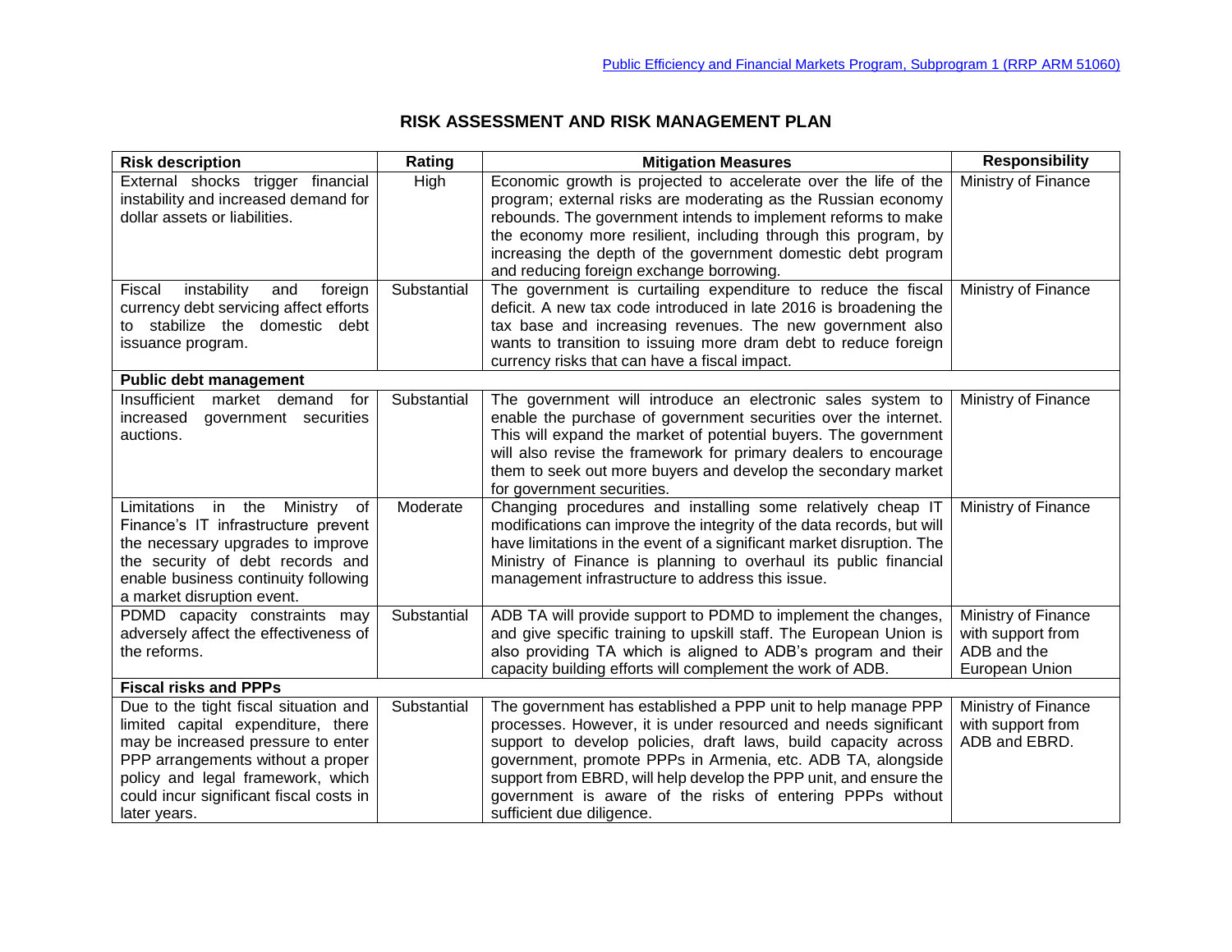# RISK ASSESSMENT AND RISK MANAGEMENT PLAN

| Risk description | Rating | Mitigation Measures | Responsibility |
|---|---|---|---|
| External shocks trigger financial instability and increased demand for dollar assets or liabilities. | High | Economic growth is projected to accelerate over the life of the program; external risks are moderating as the Russian economy rebounds. The government intends to implement reforms to make the economy more resilient, including through this program, by increasing the depth of the government domestic debt program and reducing foreign exchange borrowing. | Ministry of Finance |
| Fiscal instability and foreign currency debt servicing affect efforts to stabilize the domestic debt issuance program. | Substantial | The government is curtailing expenditure to reduce the fiscal deficit. A new tax code introduced in late 2016 is broadening the tax base and increasing revenues. The new government also wants to transition to issuing more dram debt to reduce foreign currency risks that can have a fiscal impact. | Ministry of Finance |
| **Public debt management** | | | |
| Insufficient market demand for increased government securities auctions. | Substantial | The government will introduce an electronic sales system to enable the purchase of government securities over the internet. This will expand the market of potential buyers. The government will also revise the framework for primary dealers to encourage them to seek out more buyers and develop the secondary market for government securities. | Ministry of Finance |
| Limitations in the Ministry of Finance's IT infrastructure prevent the necessary upgrades to improve the security of debt records and enable business continuity following a market disruption event. | Moderate | Changing procedures and installing some relatively cheap IT modifications can improve the integrity of the data records, but will have limitations in the event of a significant market disruption. The Ministry of Finance is planning to overhaul its public financial management infrastructure to address this issue. | Ministry of Finance |
| PDMD capacity constraints may adversely affect the effectiveness of the reforms. | Substantial | ADB TA will provide support to PDMD to implement the changes, and give specific training to upskill staff. The European Union is also providing TA which is aligned to ADB's program and their capacity building efforts will complement the work of ADB. | Ministry of Finance with support from ADB and the European Union |
| **Fiscal risks and PPPs** | | | |
| Due to the tight fiscal situation and limited capital expenditure, there may be increased pressure to enter PPP arrangements without a proper policy and legal framework, which could incur significant fiscal costs in later years. | Substantial | The government has established a PPP unit to help manage PPP processes. However, it is under resourced and needs significant support to develop policies, draft laws, build capacity across government, promote PPPs in Armenia, etc. ADB TA, alongside support from EBRD, will help develop the PPP unit, and ensure the government is aware of the risks of entering PPPs without sufficient due diligence. | Ministry of Finance with support from ADB and EBRD. |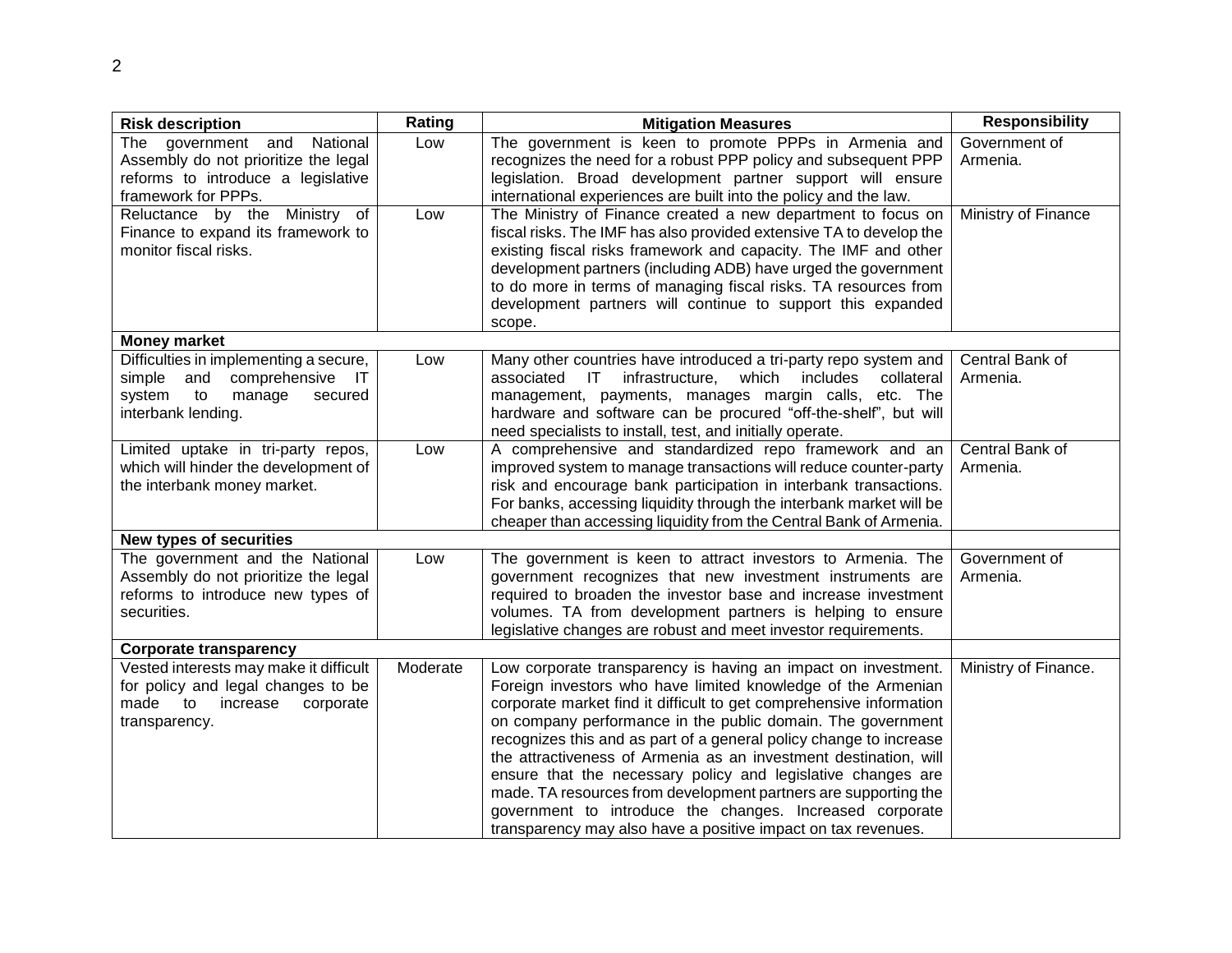| Risk description | Rating | Mitigation Measures | Responsibility |
|---|---|---|---|
| The government and National Assembly do not prioritize the legal reforms to introduce a legislative framework for PPPs. | Low | The government is keen to promote PPPs in Armenia and recognizes the need for a robust PPP policy and subsequent PPP legislation. Broad development partner support will ensure international experiences are built into the policy and the law. | Government of Armenia. |
| Reluctance by the Ministry of Finance to expand its framework to monitor fiscal risks. | Low | The Ministry of Finance created a new department to focus on fiscal risks. The IMF has also provided extensive TA to develop the existing fiscal risks framework and capacity. The IMF and other development partners (including ADB) have urged the government to do more in terms of managing fiscal risks. TA resources from development partners will continue to support this expanded scope. | Ministry of Finance |
| **Money market** | | | |
| Difficulties in implementing a secure, simple and comprehensive IT system to manage secured interbank lending. | Low | Many other countries have introduced a tri-party repo system and associated IT infrastructure, which includes collateral management, payments, manages margin calls, etc. The hardware and software can be procured "off-the-shelf", but will need specialists to install, test, and initially operate. | Central Bank of Armenia. |
| Limited uptake in tri-party repos, which will hinder the development of the interbank money market. | Low | A comprehensive and standardized repo framework and an improved system to manage transactions will reduce counter-party risk and encourage bank participation in interbank transactions. For banks, accessing liquidity through the interbank market will be cheaper than accessing liquidity from the Central Bank of Armenia. | Central Bank of Armenia. |
| **New types of securities** | | | |
| The government and the National Assembly do not prioritize the legal reforms to introduce new types of securities. | Low | The government is keen to attract investors to Armenia. The government recognizes that new investment instruments are required to broaden the investor base and increase investment volumes. TA from development partners is helping to ensure legislative changes are robust and meet investor requirements. | Government of Armenia. |
| **Corporate transparency** | | | |
| Vested interests may make it difficult for policy and legal changes to be made to increase corporate transparency. | Moderate | Low corporate transparency is having an impact on investment. Foreign investors who have limited knowledge of the Armenian corporate market find it difficult to get comprehensive information on company performance in the public domain. The government recognizes this and as part of a general policy change to increase the attractiveness of Armenia as an investment destination, will ensure that the necessary policy and legislative changes are made. TA resources from development partners are supporting the government to introduce the changes. Increased corporate transparency may also have a positive impact on tax revenues. | Ministry of Finance. |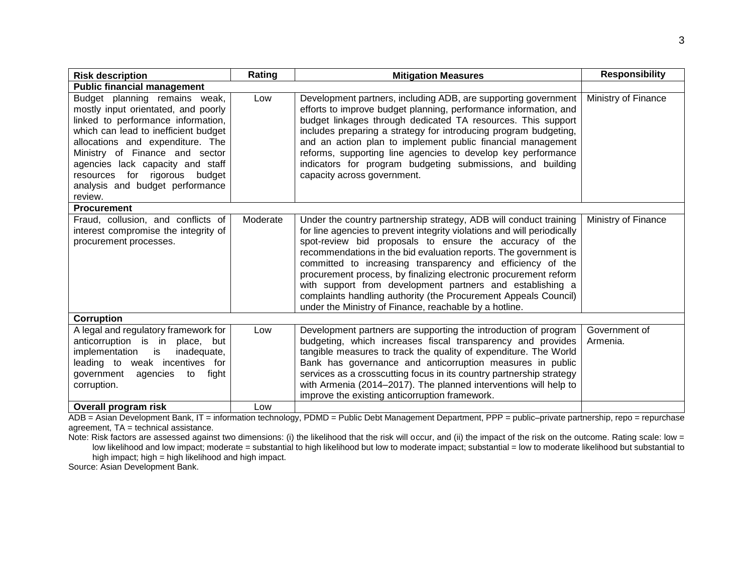| Risk description | Rating | Mitigation Measures | Responsibility |
|---|---|---|---|
| **Public financial management** | | | |
| Budget planning remains weak, mostly input orientated, and poorly linked to performance information, which can lead to inefficient budget allocations and expenditure. The Ministry of Finance and sector agencies lack capacity and staff resources for rigorous budget analysis and budget performance review. | Low | Development partners, including ADB, are supporting government efforts to improve budget planning, performance information, and budget linkages through dedicated TA resources. This support includes preparing a strategy for introducing program budgeting, and an action plan to implement public financial management reforms, supporting line agencies to develop key performance indicators for program budgeting submissions, and building capacity across government. | Ministry of Finance |
| **Procurement** | | | |
| Fraud, collusion, and conflicts of interest compromise the integrity of procurement processes. | Moderate | Under the country partnership strategy, ADB will conduct training for line agencies to prevent integrity violations and will periodically spot-review bid proposals to ensure the accuracy of the recommendations in the bid evaluation reports. The government is committed to increasing transparency and efficiency of the procurement process, by finalizing electronic procurement reform with support from development partners and establishing a complaints handling authority (the Procurement Appeals Council) under the Ministry of Finance, reachable by a hotline. | Ministry of Finance |
| **Corruption** | | | |
| A legal and regulatory framework for anticorruption is in place, but implementation is inadequate, leading to weak incentives for government agencies to fight corruption. | Low | Development partners are supporting the introduction of program budgeting, which increases fiscal transparency and provides tangible measures to track the quality of expenditure. The World Bank has governance and anticorruption measures in public services as a crosscutting focus in its country partnership strategy with Armenia (2014–2017). The planned interventions will help to improve the existing anticorruption framework. | Government of Armenia. |
| **Overall program risk** | Low | | |

ADB = Asian Development Bank, IT = information technology, PDMD = Public Debt Management Department, PPP = public–private partnership, repo = repurchase agreement, TA = technical assistance.

Note: Risk factors are assessed against two dimensions: (i) the likelihood that the risk will occur, and (ii) the impact of the risk on the outcome. Rating scale: low = low likelihood and low impact; moderate = substantial to high likelihood but low to moderate impact; substantial = low to moderate likelihood but substantial to high impact; high = high likelihood and high impact.

Source: Asian Development Bank.